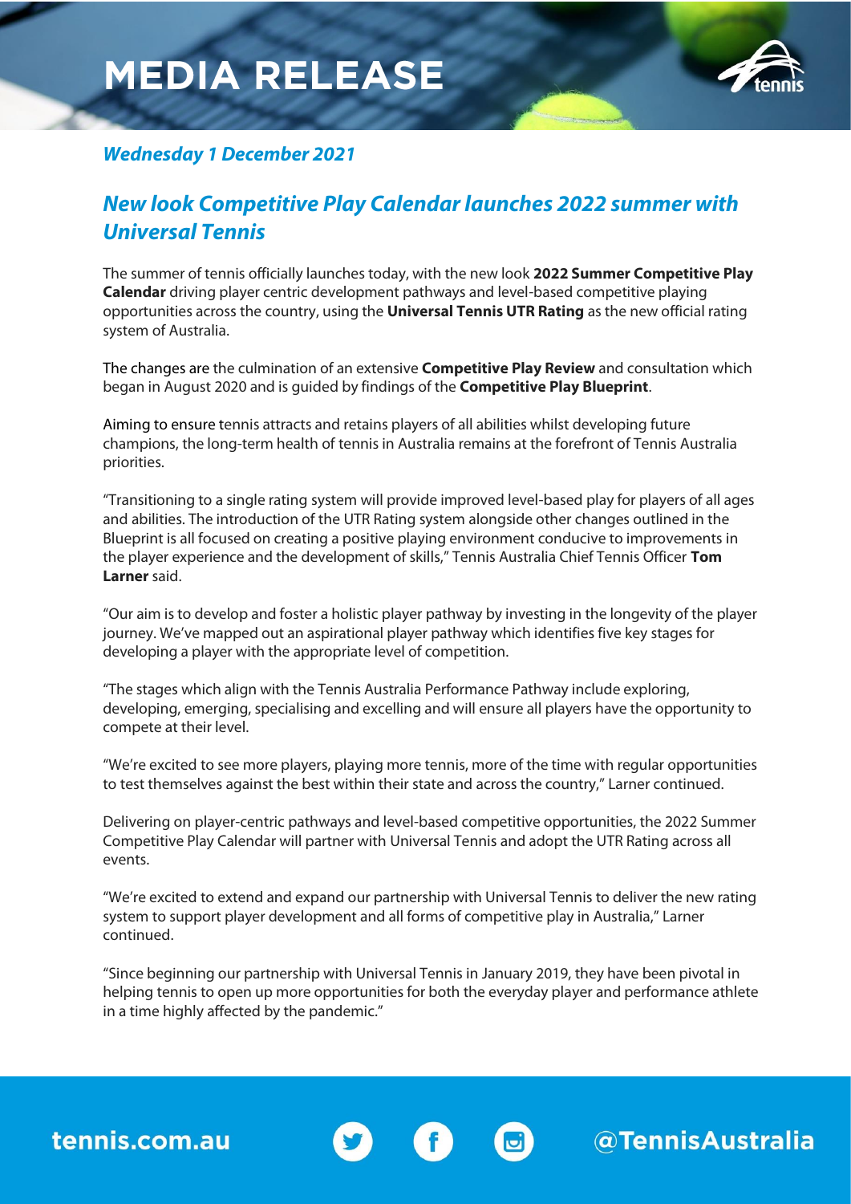# MEDIA RELEASE

***Wednesday 1 December 2021***

## *New look Competitive Play Calendar launches 2022 summer with Universal Tennis*

The summer of tennis officially launches today, with the new look **2022 Summer Competitive Play Calendar** driving player centric development pathways and level-based competitive playing opportunities across the country, using the **Universal Tennis UTR Rating** as the new official rating system of Australia.

The changes are the culmination of an extensive **Competitive Play Review** and consultation which began in August 2020 and is guided by findings of the **Competitive Play Blueprint**.

Aiming to ensure tennis attracts and retains players of all abilities whilst developing future champions, the long-term health of tennis in Australia remains at the forefront of Tennis Australia priorities.

"Transitioning to a single rating system will provide improved level-based play for players of all ages and abilities. The introduction of the UTR Rating system alongside other changes outlined in the Blueprint is all focused on creating a positive playing environment conducive to improvements in the player experience and the development of skills," Tennis Australia Chief Tennis Officer **Tom Larner** said.

"Our aim is to develop and foster a holistic player pathway by investing in the longevity of the player journey. We've mapped out an aspirational player pathway which identifies five key stages for developing a player with the appropriate level of competition.

"The stages which align with the Tennis Australia Performance Pathway include exploring, developing, emerging, specialising and excelling and will ensure all players have the opportunity to compete at their level.

"We're excited to see more players, playing more tennis, more of the time with regular opportunities to test themselves against the best within their state and across the country," Larner continued.

Delivering on player-centric pathways and level-based competitive opportunities, the 2022 Summer Competitive Play Calendar will partner with Universal Tennis and adopt the UTR Rating across all events.

"We're excited to extend and expand our partnership with Universal Tennis to deliver the new rating system to support player development and all forms of competitive play in Australia," Larner continued.

"Since beginning our partnership with Universal Tennis in January 2019, they have been pivotal in helping tennis to open up more opportunities for both the everyday player and performance athlete in a time highly affected by the pandemic."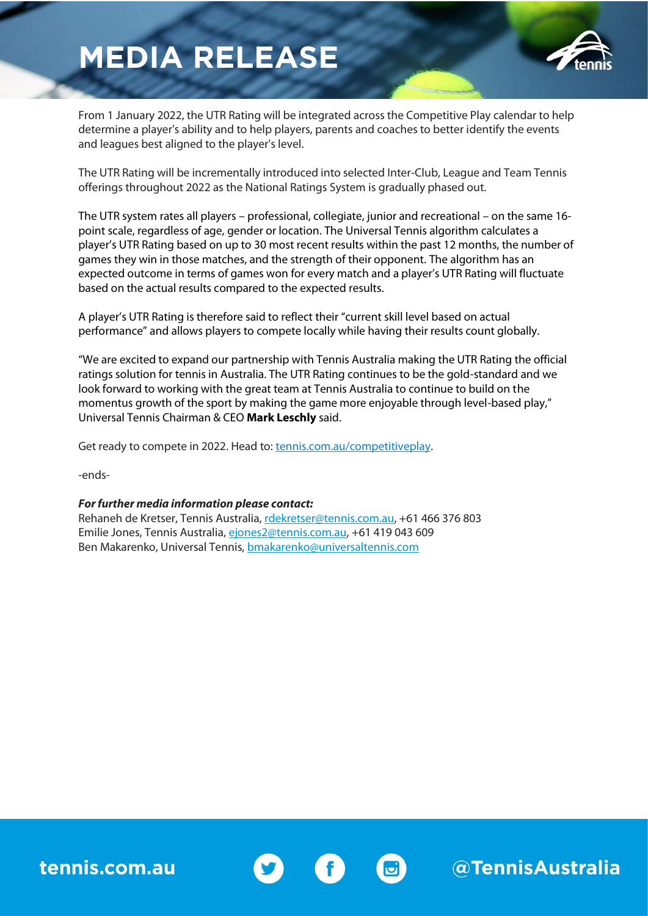# MEDIA RELEASE

From 1 January 2022, the UTR Rating will be integrated across the Competitive Play calendar to help determine a player's ability and to help players, parents and coaches to better identify the events and leagues best aligned to the player's level.

The UTR Rating will be incrementally introduced into selected Inter-Club, League and Team Tennis offerings throughout 2022 as the National Ratings System is gradually phased out.

The UTR system rates all players – professional, collegiate, junior and recreational – on the same 16-point scale, regardless of age, gender or location. The Universal Tennis algorithm calculates a player's UTR Rating based on up to 30 most recent results within the past 12 months, the number of games they win in those matches, and the strength of their opponent. The algorithm has an expected outcome in terms of games won for every match and a player's UTR Rating will fluctuate based on the actual results compared to the expected results.

A player's UTR Rating is therefore said to reflect their "current skill level based on actual performance" and allows players to compete locally while having their results count globally.

"We are excited to expand our partnership with Tennis Australia making the UTR Rating the official ratings solution for tennis in Australia. The UTR Rating continues to be the gold-standard and we look forward to working with the great team at Tennis Australia to continue to build on the momentus growth of the sport by making the game more enjoyable through level-based play," Universal Tennis Chairman & CEO **Mark Leschly** said.

Get ready to compete in 2022. Head to: tennis.com.au/competitiveplay.

-ends-

***For further media information please contact:***
Rehaneh de Kretser, Tennis Australia, rdekretser@tennis.com.au, +61 466 376 803
Emilie Jones, Tennis Australia, ejones2@tennis.com.au, +61 419 043 609
Ben Makarenko, Universal Tennis, bmakarenko@universaltennis.com

tennis.com.au @TennisAustralia